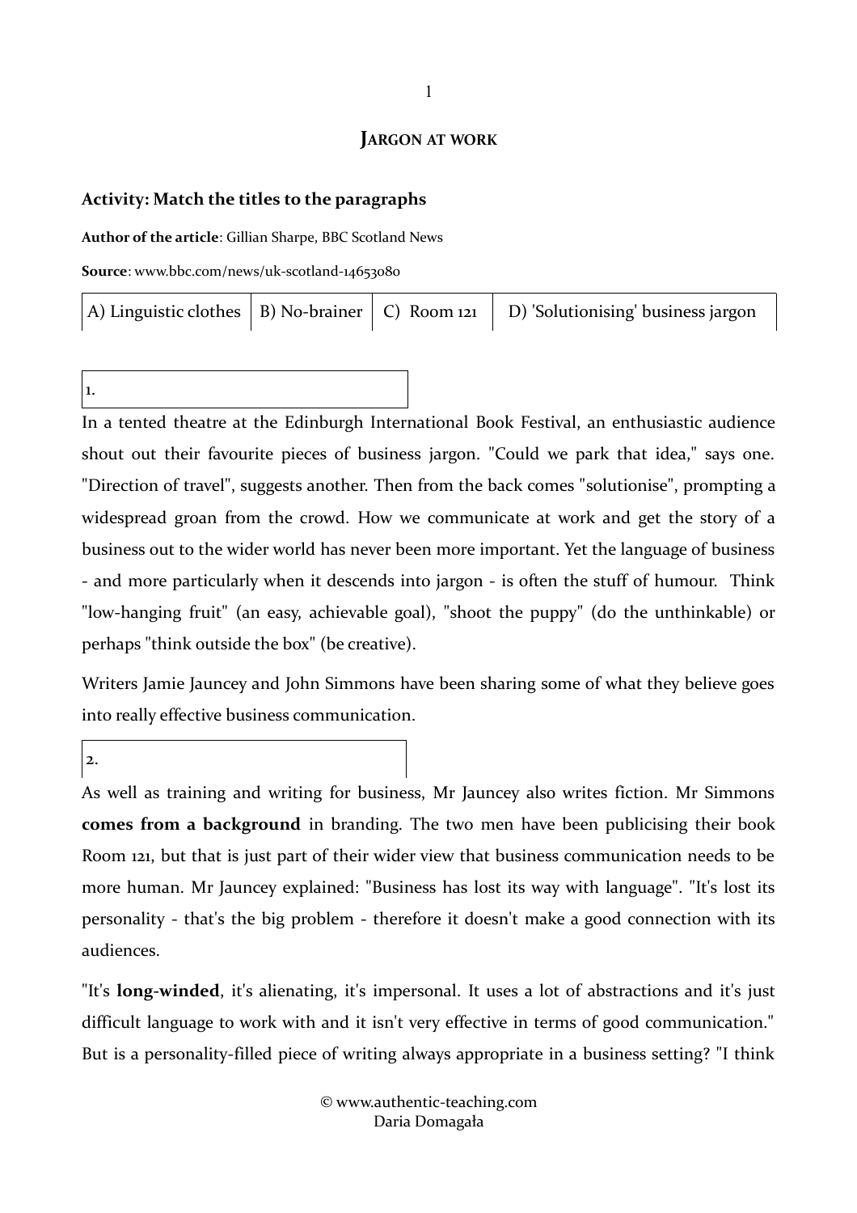# JARGON AT WORK

**Activity: Match the titles to the paragraphs**

**Author of the article**: Gillian Sharpe, BBC Scotland News

**Source**: www.bbc.com/news/uk-scotland-14653080

| A) Linguistic clothes | B) No-brainer | C) Room 121 | D) 'Solutionising' business jargon |
|---|---|---|---|

| 1. |
|---|

In a tented theatre at the Edinburgh International Book Festival, an enthusiastic audience shout out their favourite pieces of business jargon. "Could we park that idea," says one. "Direction of travel", suggests another. Then from the back comes "solutionise", prompting a widespread groan from the crowd. How we communicate at work and get the story of a business out to the wider world has never been more important. Yet the language of business - and more particularly when it descends into jargon - is often the stuff of humour. Think "low-hanging fruit" (an easy, achievable goal), "shoot the puppy" (do the unthinkable) or perhaps "think outside the box" (be creative).

Writers Jamie Jauncey and John Simmons have been sharing some of what they believe goes into really effective business communication.

| 2. |
|---|

As well as training and writing for business, Mr Jauncey also writes fiction. Mr Simmons **comes from a background** in branding. The two men have been publicising their book Room 121, but that is just part of their wider view that business communication needs to be more human. Mr Jauncey explained: "Business has lost its way with language". "It's lost its personality - that's the big problem - therefore it doesn't make a good connection with its audiences.

"It's **long-winded**, it's alienating, it's impersonal. It uses a lot of abstractions and it's just difficult language to work with and it isn't very effective in terms of good communication." But is a personality-filled piece of writing always appropriate in a business setting? "I think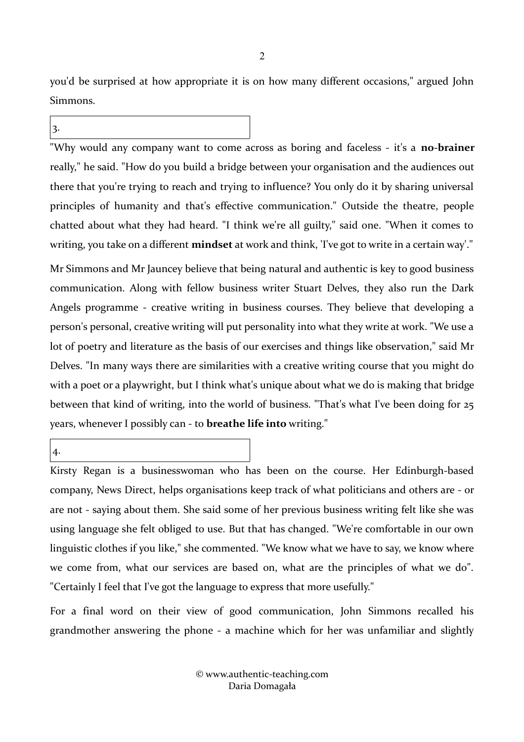you'd be surprised at how appropriate it is on how many different occasions," argued John Simmons.

3.

"Why would any company want to come across as boring and faceless - it's a **no-brainer** really," he said. "How do you build a bridge between your organisation and the audiences out there that you're trying to reach and trying to influence? You only do it by sharing universal principles of humanity and that's effective communication." Outside the theatre, people chatted about what they had heard. "I think we're all guilty," said one. "When it comes to writing, you take on a different **mindset** at work and think, 'I've got to write in a certain way'."

Mr Simmons and Mr Jauncey believe that being natural and authentic is key to good business communication. Along with fellow business writer Stuart Delves, they also run the Dark Angels programme - creative writing in business courses. They believe that developing a person's personal, creative writing will put personality into what they write at work. "We use a lot of poetry and literature as the basis of our exercises and things like observation," said Mr Delves. "In many ways there are similarities with a creative writing course that you might do with a poet or a playwright, but I think what's unique about what we do is making that bridge between that kind of writing, into the world of business. "That's what I've been doing for 25 years, whenever I possibly can - to **breathe life into** writing."

4.

Kirsty Regan is a businesswoman who has been on the course. Her Edinburgh-based company, News Direct, helps organisations keep track of what politicians and others are - or are not - saying about them. She said some of her previous business writing felt like she was using language she felt obliged to use. But that has changed. "We're comfortable in our own linguistic clothes if you like," she commented. "We know what we have to say, we know where we come from, what our services are based on, what are the principles of what we do". "Certainly I feel that I've got the language to express that more usefully."

For a final word on their view of good communication, John Simmons recalled his grandmother answering the phone - a machine which for her was unfamiliar and slightly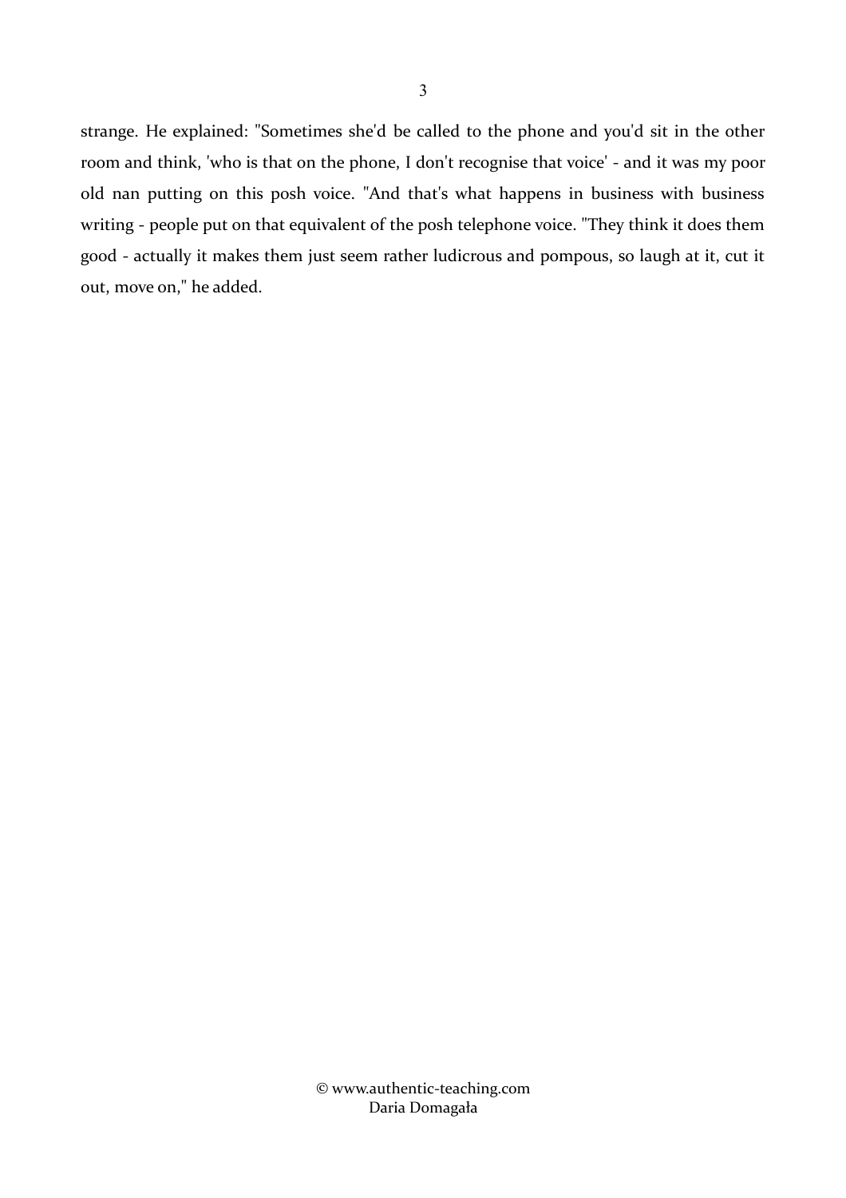strange. He explained: "Sometimes she'd be called to the phone and you'd sit in the other room and think, 'who is that on the phone, I don't recognise that voice' - and it was my poor old nan putting on this posh voice. "And that's what happens in business with business writing - people put on that equivalent of the posh telephone voice. "They think it does them good - actually it makes them just seem rather ludicrous and pompous, so laugh at it, cut it out, move on," he added.

© www.authentic-teaching.com
Daria Domagała